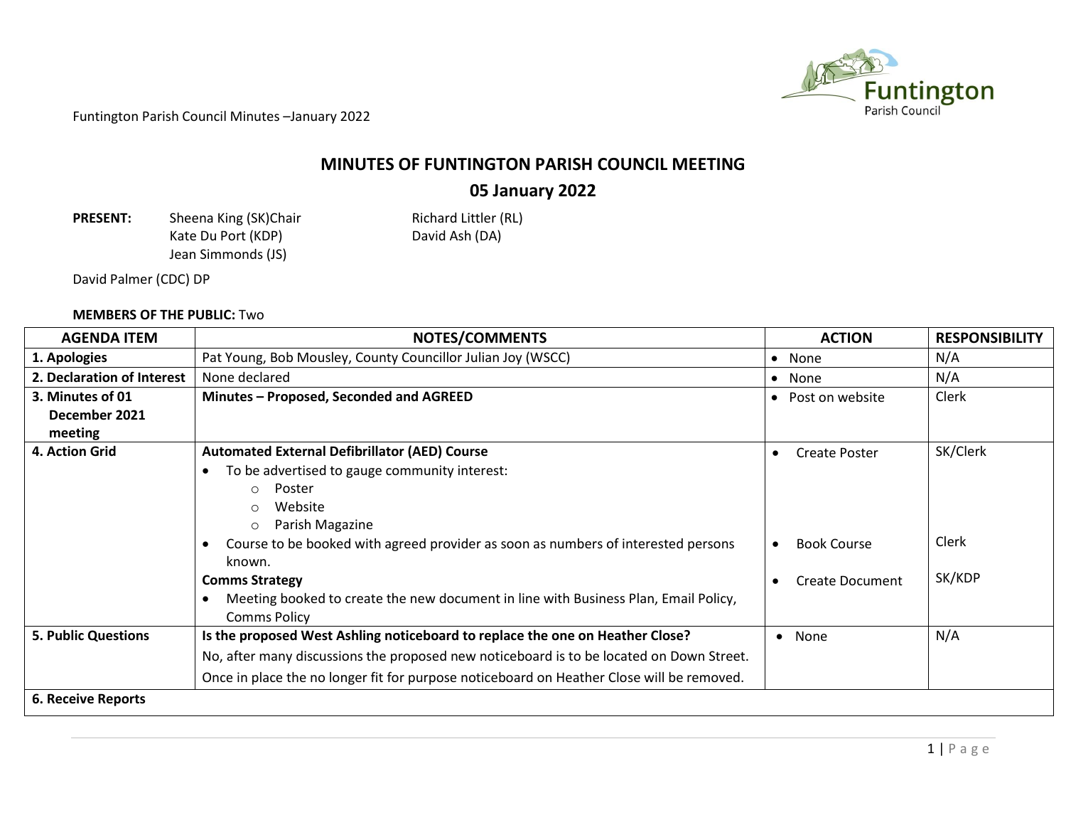# MINUTES OF FUNTINGTON PARISH COUNCIL MEETING

## 05 January 2022

**PRESENT:** Sheena King (SK)Chair, Kate Du Port (KDP), Jean Simmonds (JS), Richard Littler (RL), David Ash (DA)

David Palmer (CDC) DP

**MEMBERS OF THE PUBLIC:** Two

| AGENDA ITEM | NOTES/COMMENTS | ACTION | RESPONSIBILITY |
|---|---|---|---|
| **1. Apologies** | Pat Young, Bob Mousley, County Councillor Julian Joy (WSCC) | • None | N/A |
| **2. Declaration of Interest** | None declared | • None | N/A |
| **3. Minutes of 01 December 2021 meeting** | **Minutes – Proposed, Seconded and AGREED** | • Post on website | Clerk |
| **4. Action Grid** | **Automated External Defibrillator (AED) Course**<br>• To be advertised to gauge community interest:<br>○ Poster<br>○ Website<br>○ Parish Magazine<br>• Course to be booked with agreed provider as soon as numbers of interested persons known.<br>**Comms Strategy**<br>• Meeting booked to create the new document in line with Business Plan, Email Policy, Comms Policy | • Create Poster<br><br><br><br><br>• Book Course<br><br>• Create Document | SK/Clerk<br><br><br><br><br>Clerk<br><br>SK/KDP |
| **5. Public Questions** | **Is the proposed West Ashling noticeboard to replace the one on Heather Close?**<br>No, after many discussions the proposed new noticeboard is to be located on Down Street.<br>Once in place the no longer fit for purpose noticeboard on Heather Close will be removed. | • None | N/A |
| **6. Receive Reports** | | | |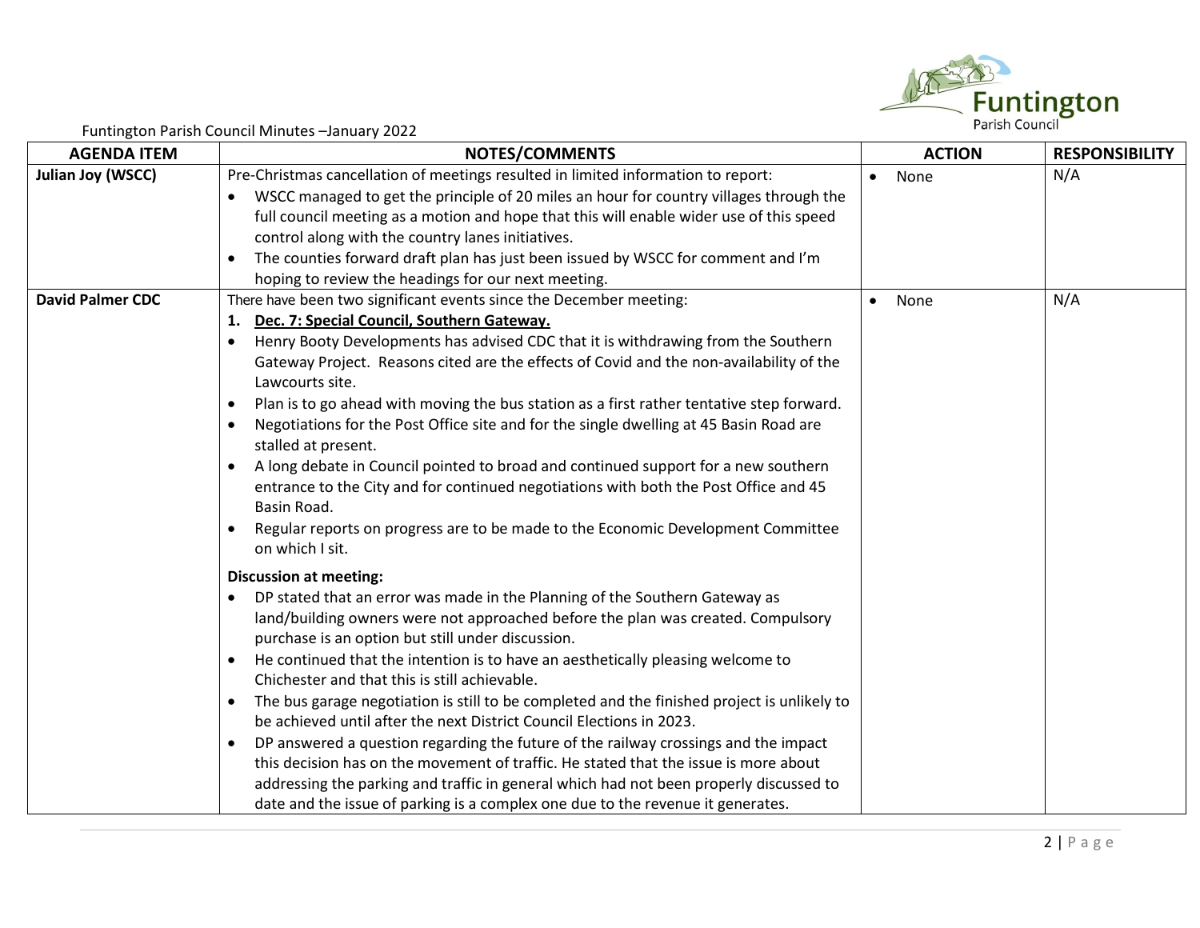Funtington Parish Council Minutes –January 2022

| AGENDA ITEM | NOTES/COMMENTS | ACTION | RESPONSIBILITY |
|---|---|---|---|
| **Julian Joy (WSCC)** | Pre-Christmas cancellation of meetings resulted in limited information to report:<br>• WSCC managed to get the principle of 20 miles an hour for country villages through the full council meeting as a motion and hope that this will enable wider use of this speed control along with the country lanes initiatives.<br>• The counties forward draft plan has just been issued by WSCC for comment and I'm hoping to review the headings for our next meeting. | • None | N/A |
| **David Palmer CDC** | There have been two significant events since the December meeting:<br>**1. <u>Dec. 7: Special Council, Southern Gateway.</u>**<br>• Henry Booty Developments has advised CDC that it is withdrawing from the Southern Gateway Project. Reasons cited are the effects of Covid and the non-availability of the Lawcourts site.<br>• Plan is to go ahead with moving the bus station as a first rather tentative step forward.<br>• Negotiations for the Post Office site and for the single dwelling at 45 Basin Road are stalled at present.<br>• A long debate in Council pointed to broad and continued support for a new southern entrance to the City and for continued negotiations with both the Post Office and 45 Basin Road.<br>• Regular reports on progress are to be made to the Economic Development Committee on which I sit.<br><br>**Discussion at meeting:**<br>• DP stated that an error was made in the Planning of the Southern Gateway as land/building owners were not approached before the plan was created. Compulsory purchase is an option but still under discussion.<br>• He continued that the intention is to have an aesthetically pleasing welcome to Chichester and that this is still achievable.<br>• The bus garage negotiation is still to be completed and the finished project is unlikely to be achieved until after the next District Council Elections in 2023.<br>• DP answered a question regarding the future of the railway crossings and the impact this decision has on the movement of traffic. He stated that the issue is more about addressing the parking and traffic in general which had not been properly discussed to date and the issue of parking is a complex one due to the revenue it generates. | • None | N/A |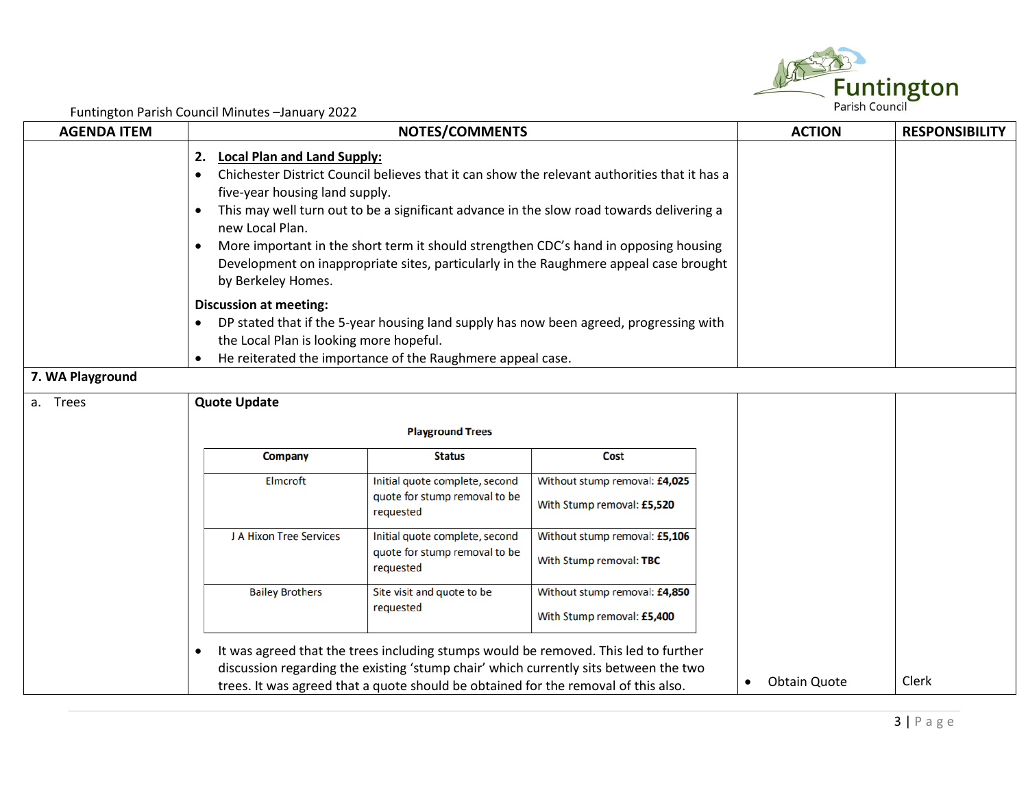| AGENDA ITEM | NOTES/COMMENTS | ACTION | RESPONSIBILITY |
|---|---|---|---|
| | **2. Local Plan and Land Supply:**<br>• Chichester District Council believes that it can show the relevant authorities that it has a five-year housing land supply.<br>• This may well turn out to be a significant advance in the slow road towards delivering a new Local Plan.<br>• More important in the short term it should strengthen CDC's hand in opposing housing Development on inappropriate sites, particularly in the Raughmere appeal case brought by Berkeley Homes.<br>**Discussion at meeting:**<br>• DP stated that if the 5-year housing land supply has now been agreed, progressing with the Local Plan is looking more hopeful.<br>• He reiterated the importance of the Raughmere appeal case. | | |
| **7. WA Playground** | | | |
| a. Trees | **Quote Update** | | |

**Playground Trees**

| Company | Status | Cost |
|---|---|---|
| Elmcroft | Initial quote complete, second quote for stump removal to be requested | Without stump removal: **£4,025**<br>With Stump removal: **£5,520** |
| J A Hixon Tree Services | Initial quote complete, second quote for stump removal to be requested | Without stump removal: **£5,106**<br>With Stump removal: **TBC** |
| Bailey Brothers | Site visit and quote to be requested | Without stump removal: **£4,850**<br>With Stump removal: **£5,400** |

| AGENDA ITEM | NOTES/COMMENTS | ACTION | RESPONSIBILITY |
|---|---|---|---|
| | • It was agreed that the trees including stumps would be removed. This led to further discussion regarding the existing 'stump chair' which currently sits between the two trees. It was agreed that a quote should be obtained for the removal of this also. | • Obtain Quote | Clerk |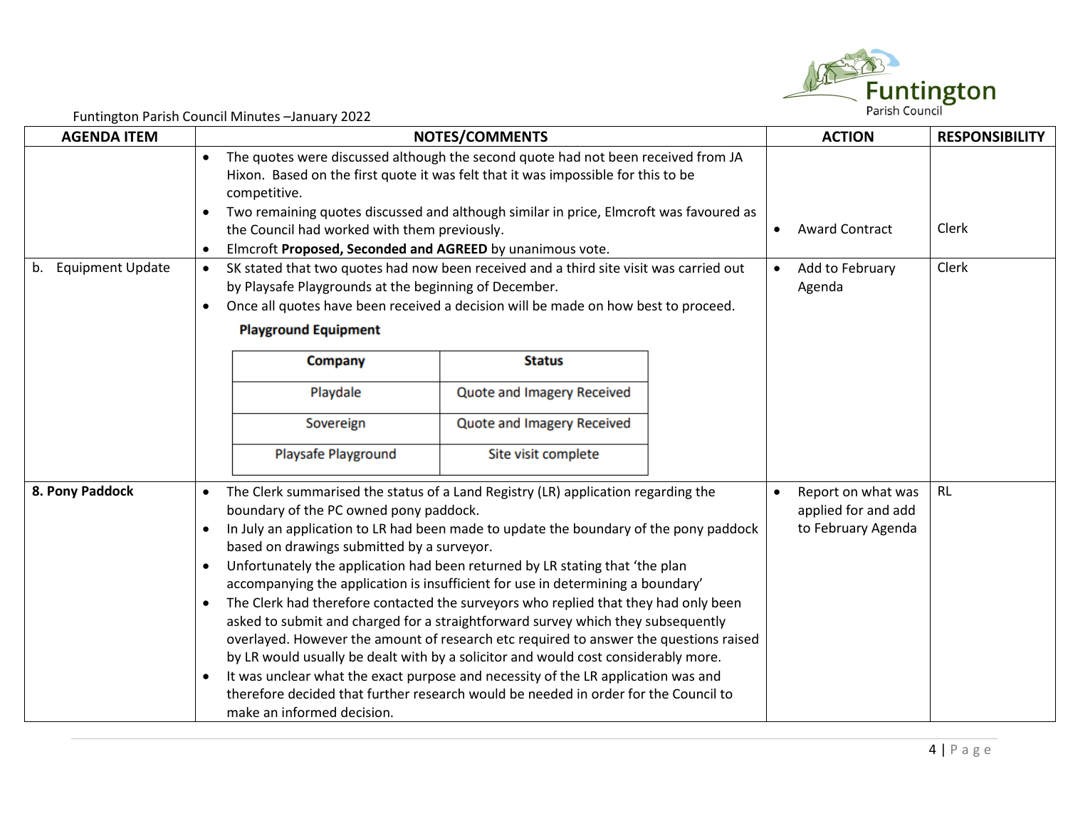| AGENDA ITEM | NOTES/COMMENTS | ACTION | RESPONSIBILITY |
|---|---|---|---|
| | • The quotes were discussed although the second quote had not been received from JA Hixon. Based on the first quote it was felt that it was impossible for this to be competitive.<br>• Two remaining quotes discussed and although similar in price, Elmcroft was favoured as the Council had worked with them previously.<br>• Elmcroft **Proposed, Seconded and AGREED** by unanimous vote. | • Award Contract | Clerk |
| b. Equipment Update | • SK stated that two quotes had now been received and a third site visit was carried out by Playsafe Playgrounds at the beginning of December.<br>• Once all quotes have been received a decision will be made on how best to proceed.<br><br>**Playground Equipment**<br><br>Company: Playdale – Status: Quote and Imagery Received<br>Company: Sovereign – Status: Quote and Imagery Received<br>Company: Playsafe Playground – Status: Site visit complete | • Add to February Agenda | Clerk |
| **8. Pony Paddock** | • The Clerk summarised the status of a Land Registry (LR) application regarding the boundary of the PC owned pony paddock.<br>• In July an application to LR had been made to update the boundary of the pony paddock based on drawings submitted by a surveyor.<br>• Unfortunately the application had been returned by LR stating that 'the plan accompanying the application is insufficient for use in determining a boundary'<br>• The Clerk had therefore contacted the surveyors who replied that they had only been asked to submit and charged for a straightforward survey which they subsequently overlayed. However the amount of research etc required to answer the questions raised by LR would usually be dealt with by a solicitor and would cost considerably more.<br>• It was unclear what the exact purpose and necessity of the LR application was and therefore decided that further research would be needed in order for the Council to make an informed decision. | • Report on what was applied for and add to February Agenda | RL |

**Playground Equipment**

| Company | Status |
|---|---|
| Playdale | Quote and Imagery Received |
| Sovereign | Quote and Imagery Received |
| Playsafe Playground | Site visit complete |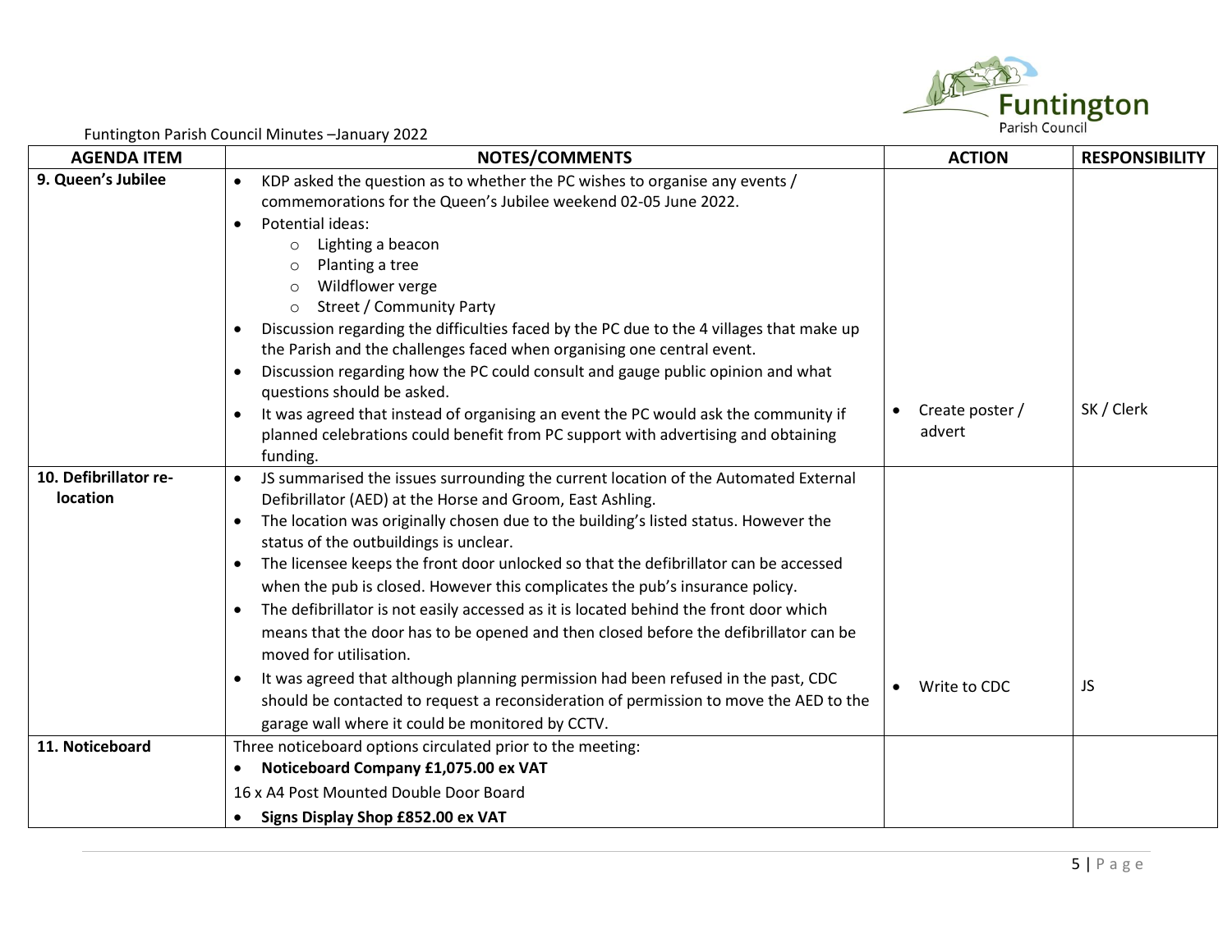| AGENDA ITEM | NOTES/COMMENTS | ACTION | RESPONSIBILITY |
|---|---|---|---|
| **9. Queen's Jubilee** | • KDP asked the question as to whether the PC wishes to organise any events / commemorations for the Queen's Jubilee weekend 02-05 June 2022.<br>• Potential ideas:<br>&nbsp;&nbsp;&nbsp;&nbsp;○ Lighting a beacon<br>&nbsp;&nbsp;&nbsp;&nbsp;○ Planting a tree<br>&nbsp;&nbsp;&nbsp;&nbsp;○ Wildflower verge<br>&nbsp;&nbsp;&nbsp;&nbsp;○ Street / Community Party<br>• Discussion regarding the difficulties faced by the PC due to the 4 villages that make up the Parish and the challenges faced when organising one central event.<br>• Discussion regarding how the PC could consult and gauge public opinion and what questions should be asked.<br>• It was agreed that instead of organising an event the PC would ask the community if planned celebrations could benefit from PC support with advertising and obtaining funding. | • Create poster / advert | SK / Clerk |
| **10. Defibrillator re-location** | • JS summarised the issues surrounding the current location of the Automated External Defibrillator (AED) at the Horse and Groom, East Ashling.<br>• The location was originally chosen due to the building's listed status. However the status of the outbuildings is unclear.<br>• The licensee keeps the front door unlocked so that the defibrillator can be accessed when the pub is closed. However this complicates the pub's insurance policy.<br>• The defibrillator is not easily accessed as it is located behind the front door which means that the door has to be opened and then closed before the defibrillator can be moved for utilisation.<br>• It was agreed that although planning permission had been refused in the past, CDC should be contacted to request a reconsideration of permission to move the AED to the garage wall where it could be monitored by CCTV. | • Write to CDC | JS |
| **11. Noticeboard** | Three noticeboard options circulated prior to the meeting:<br>• **Noticeboard Company £1,075.00 ex VAT**<br>16 x A4 Post Mounted Double Door Board<br>• **Signs Display Shop £852.00 ex VAT** | | |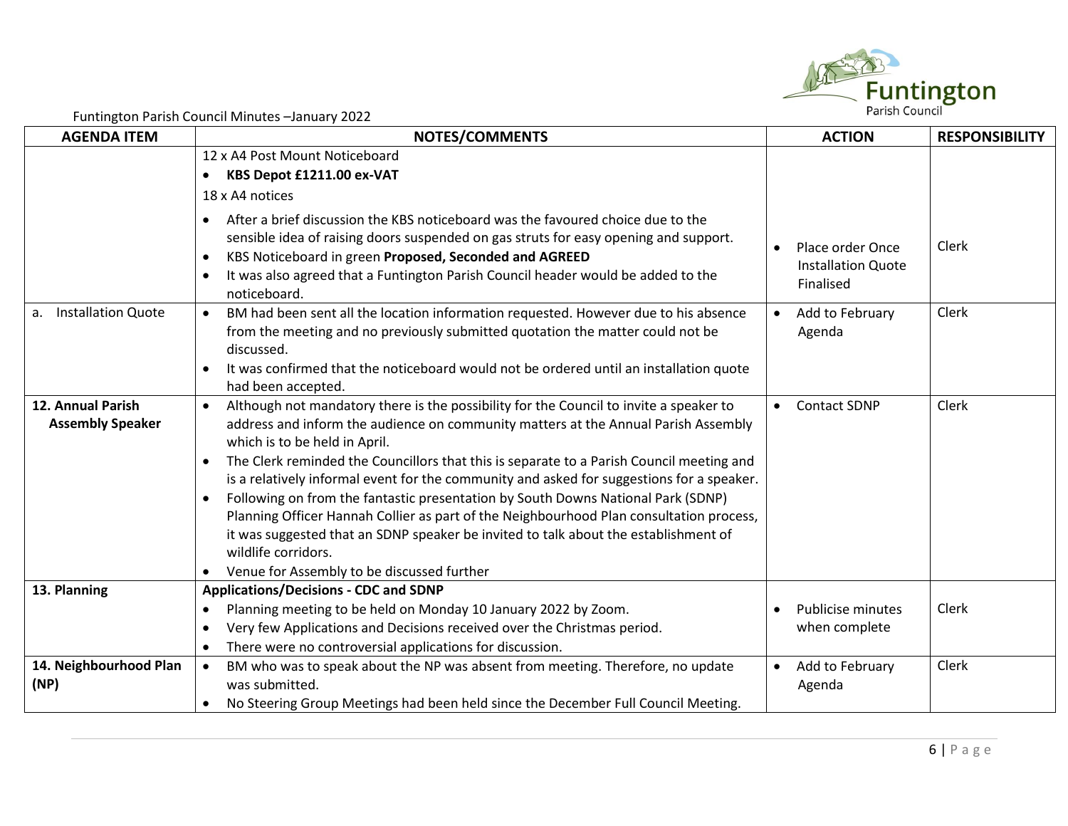| AGENDA ITEM | NOTES/COMMENTS | ACTION | RESPONSIBILITY |
|---|---|---|---|
| | 12 x A4 Post Mount Noticeboard<br>• **KBS Depot £1211.00 ex-VAT**<br>18 x A4 notices<br>• After a brief discussion the KBS noticeboard was the favoured choice due to the sensible idea of raising doors suspended on gas struts for easy opening and support.<br>• KBS Noticeboard in green **Proposed, Seconded and AGREED**<br>• It was also agreed that a Funtington Parish Council header would be added to the noticeboard. | • Place order Once Installation Quote Finalised | Clerk |
| a. Installation Quote | • BM had been sent all the location information requested. However due to his absence from the meeting and no previously submitted quotation the matter could not be discussed.<br>• It was confirmed that the noticeboard would not be ordered until an installation quote had been accepted. | • Add to February Agenda | Clerk |
| **12. Annual Parish Assembly Speaker** | • Although not mandatory there is the possibility for the Council to invite a speaker to address and inform the audience on community matters at the Annual Parish Assembly which is to be held in April.<br>• The Clerk reminded the Councillors that this is separate to a Parish Council meeting and is a relatively informal event for the community and asked for suggestions for a speaker.<br>• Following on from the fantastic presentation by South Downs National Park (SDNP) Planning Officer Hannah Collier as part of the Neighbourhood Plan consultation process, it was suggested that an SDNP speaker be invited to talk about the establishment of wildlife corridors.<br>• Venue for Assembly to be discussed further | • Contact SDNP | Clerk |
| **13. Planning** | **Applications/Decisions - CDC and SDNP**<br>• Planning meeting to be held on Monday 10 January 2022 by Zoom.<br>• Very few Applications and Decisions received over the Christmas period.<br>• There were no controversial applications for discussion. | • Publicise minutes when complete | Clerk |
| **14. Neighbourhood Plan (NP)** | • BM who was to speak about the NP was absent from meeting. Therefore, no update was submitted.<br>• No Steering Group Meetings had been held since the December Full Council Meeting. | • Add to February Agenda | Clerk |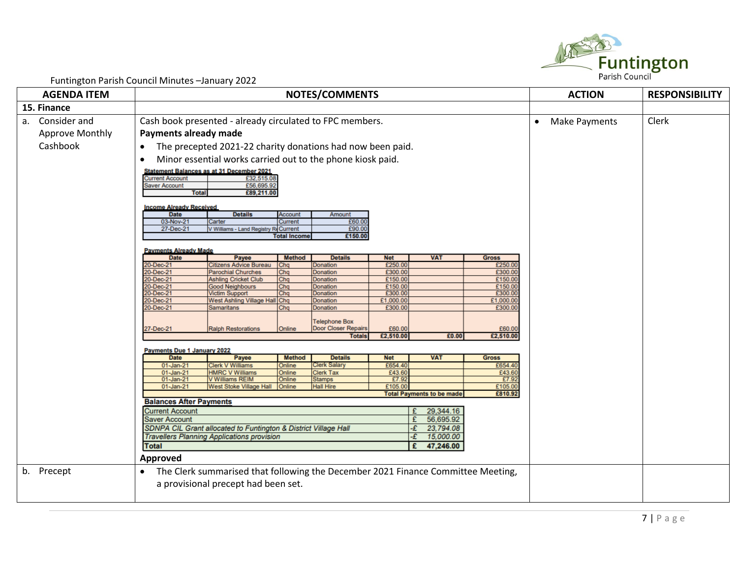Funtington Parish Council Minutes –January 2022

| AGENDA ITEM | NOTES/COMMENTS | ACTION | RESPONSIBILITY |
|---|---|---|---|
| **15. Finance** | | | |
| a. Consider and Approve Monthly Cashbook | Cash book presented - already circulated to FPC members.<br>**Payments already made**<br>• The precepted 2021-22 charity donations had now been paid.<br>• Minor essential works carried out to the phone kiosk paid. | • Make Payments | Clerk |

**Statement Balances as at 31 December 2021**

| | |
|---|---|
| Current Account | £32,515.08 |
| Saver Account | £56,695.92 |
| **Total** | **£89,211.00** |

**Income Already Received**

| Date | Details | Account | Amount |
|---|---|---|---|
| 03-Nov-21 | Carter | Current | £60.00 |
| 27-Dec-21 | V Williams - Land Registry Re | Current | £90.00 |
| | | **Total Income** | **£150.00** |

**Payments Already Made**

| Date | Payee | Method | Details | Net | VAT | Gross |
|---|---|---|---|---|---|---|
| 20-Dec-21 | Citizens Advice Bureau | Chq | Donation | £250.00 | | £250.00 |
| 20-Dec-21 | Parochial Churches | Chq | Donation | £300.00 | | £300.00 |
| 20-Dec-21 | Ashling Cricket Club | Chq | Donation | £150.00 | | £150.00 |
| 20-Dec-21 | Good Neighbours | Chq | Donation | £150.00 | | £150.00 |
| 20-Dec-21 | Victim Support | Chq | Donation | £300.00 | | £300.00 |
| 20-Dec-21 | West Ashling Village Hall | Chq | Donation | £1,000.00 | | £1,000.00 |
| 20-Dec-21 | Samaritans | Chq | Donation | £300.00 | | £300.00 |
| 27-Dec-21 | Ralph Restorations | Online | Telephone Box Door Closer Repairs | £60.00 | | £60.00 |
| | | | **Totals** | **£2,510.00** | **£0.00** | **£2,510.00** |

**Payments Due 1 January 2022**

| Date | Payee | Method | Details | Net | VAT | Gross |
|---|---|---|---|---|---|---|
| 01-Jan-21 | Clerk V Williams | Online | Clerk Salary | £654.40 | | £654.40 |
| 01-Jan-21 | HMRC V Williams | Online | Clerk Tax | £43.60 | | £43.60 |
| 01-Jan-21 | V Williams REIM | Online | Stamps | £7.92 | | £7.92 |
| 01-Jan-21 | West Stoke Village Hall | Online | Hall Hire | £105.00 | | £105.00 |
| | | | | **Total Payments to be made** | | **£810.92** |

**Balances After Payments**

| | |
|---|---|
| Current Account | £ 29,344.16 |
| Saver Account | £ 56,695.92 |
| *SDNPA CIL Grant allocated to Funtington & District Village Hall* | *-£ 23,794.08* |
| *Travellers Planning Applications provision* | *-£ 15,000.00* |
| **Total** | **£ 47,246.00** |

**Approved**

| AGENDA ITEM | NOTES/COMMENTS | ACTION | RESPONSIBILITY |
|---|---|---|---|
| b. Precept | • The Clerk summarised that following the December 2021 Finance Committee Meeting, a provisional precept had been set. | | |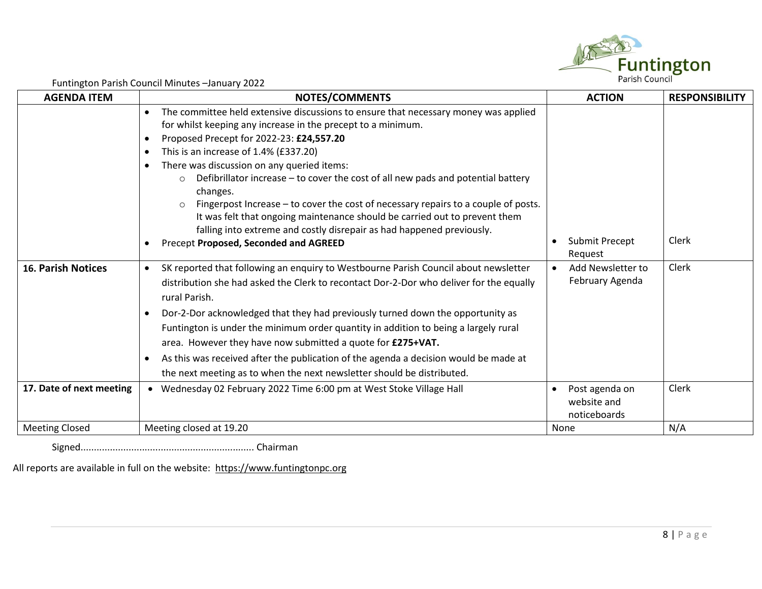Funtington Parish Council Minutes –January 2022

| AGENDA ITEM | NOTES/COMMENTS | ACTION | RESPONSIBILITY |
|---|---|---|---|
| | • The committee held extensive discussions to ensure that necessary money was applied for whilst keeping any increase in the precept to a minimum.<br>• Proposed Precept for 2022-23: **£24,557.20**<br>• This is an increase of 1.4% (£337.20)<br>• There was discussion on any queried items:<br>&nbsp;&nbsp;&nbsp;&nbsp;o Defibrillator increase – to cover the cost of all new pads and potential battery changes.<br>&nbsp;&nbsp;&nbsp;&nbsp;o Fingerpost Increase – to cover the cost of necessary repairs to a couple of posts. It was felt that ongoing maintenance should be carried out to prevent them falling into extreme and costly disrepair as had happened previously.<br>• Precept **Proposed, Seconded and AGREED** | • Submit Precept Request | Clerk |
| **16. Parish Notices** | • SK reported that following an enquiry to Westbourne Parish Council about newsletter distribution she had asked the Clerk to recontact Dor-2-Dor who deliver for the equally rural Parish.<br>• Dor-2-Dor acknowledged that they had previously turned down the opportunity as Funtington is under the minimum order quantity in addition to being a largely rural area. However they have now submitted a quote for **£275+VAT.**<br>• As this was received after the publication of the agenda a decision would be made at the next meeting as to when the next newsletter should be distributed. | • Add Newsletter to February Agenda | Clerk |
| **17. Date of next meeting** | • Wednesday 02 February 2022 Time 6:00 pm at West Stoke Village Hall | • Post agenda on website and noticeboards | Clerk |
| Meeting Closed | Meeting closed at 19.20 | None | N/A |

Signed................................................................ Chairman

All reports are available in full on the website: https://www.funtingtonpc.org